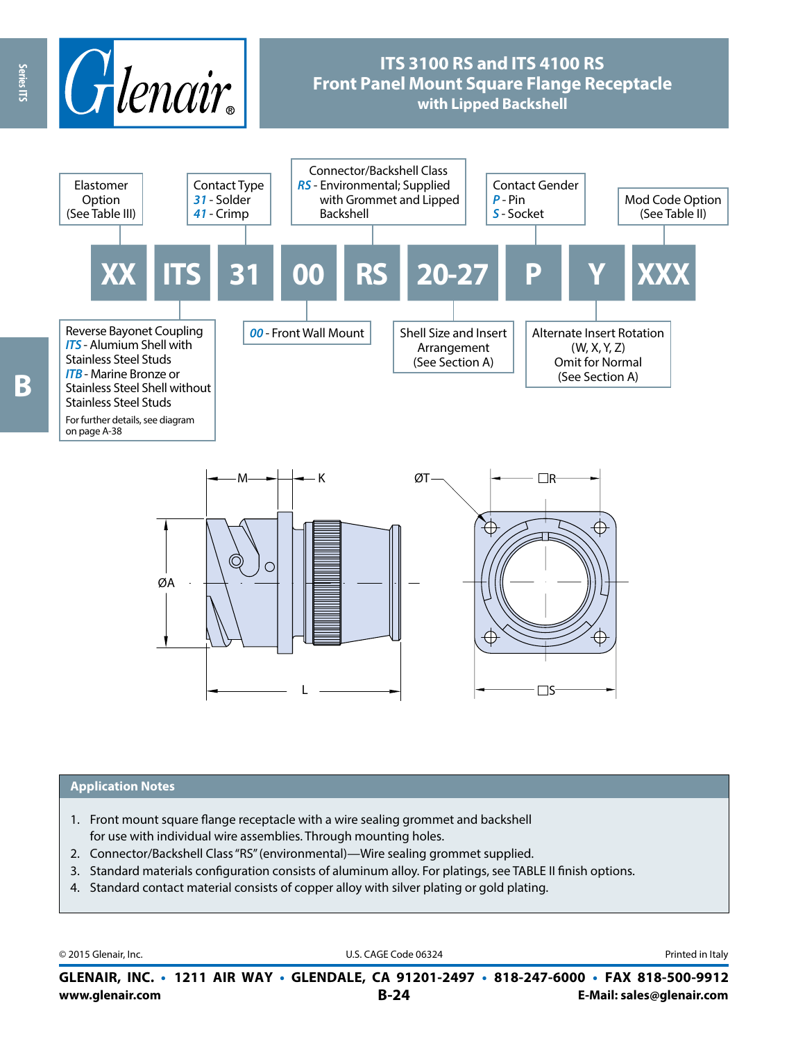# ITS 3100 RS and ITS 4100 RS
## Front Panel Mount Square Flange Receptacle
### with Lipped Backshell

| XX | ITS | 31 | 00 | RS | 20-27 | P | Y | XXX |
|---|---|---|---|---|---|---|---|---|

- **Elastomer Option** (See Table III) — XX
- **Reverse Bayonet Coupling** — ITS
  - *ITS* - Alumium Shell with Stainless Steel Studs
  - *ITB* - Marine Bronze or Stainless Steel Shell without Stainless Steel Studs
  - For further details, see diagram on page A-38
- **Contact Type** — 31
  - *31* - Solder
  - *41* - Crimp
- *00* - Front Wall Mount
- **Connector/Backshell Class** — RS
  - *RS* - Environmental; Supplied with Grommet and Lipped Backshell
- **Shell Size and Insert Arrangement** (See Section A) — 20-27
- **Contact Gender** — P
  - *P* - Pin
  - *S* - Socket
- **Alternate Insert Rotation** (W, X, Y, Z) Omit for Normal (See Section A) — Y
- **Mod Code Option** (See Table II) — XXX

M K ØT □R ØA L □S

## Application Notes

1. Front mount square flange receptacle with a wire sealing grommet and backshell for use with individual wire assemblies. Through mounting holes.
2. Connector/Backshell Class "RS" (environmental)—Wire sealing grommet supplied.
3. Standard materials configuration consists of aluminum alloy. For platings, see TABLE II finish options.
4. Standard contact material consists of copper alloy with silver plating or gold plating.

© 2015 Glenair, Inc. U.S. CAGE Code 06324 Printed in Italy

**GLENAIR, INC. • 1211 AIR WAY • GLENDALE, CA 91201-2497 • 818-247-6000 • FAX 818-500-9912**
**www.glenair.com** **E-Mail: sales@glenair.com**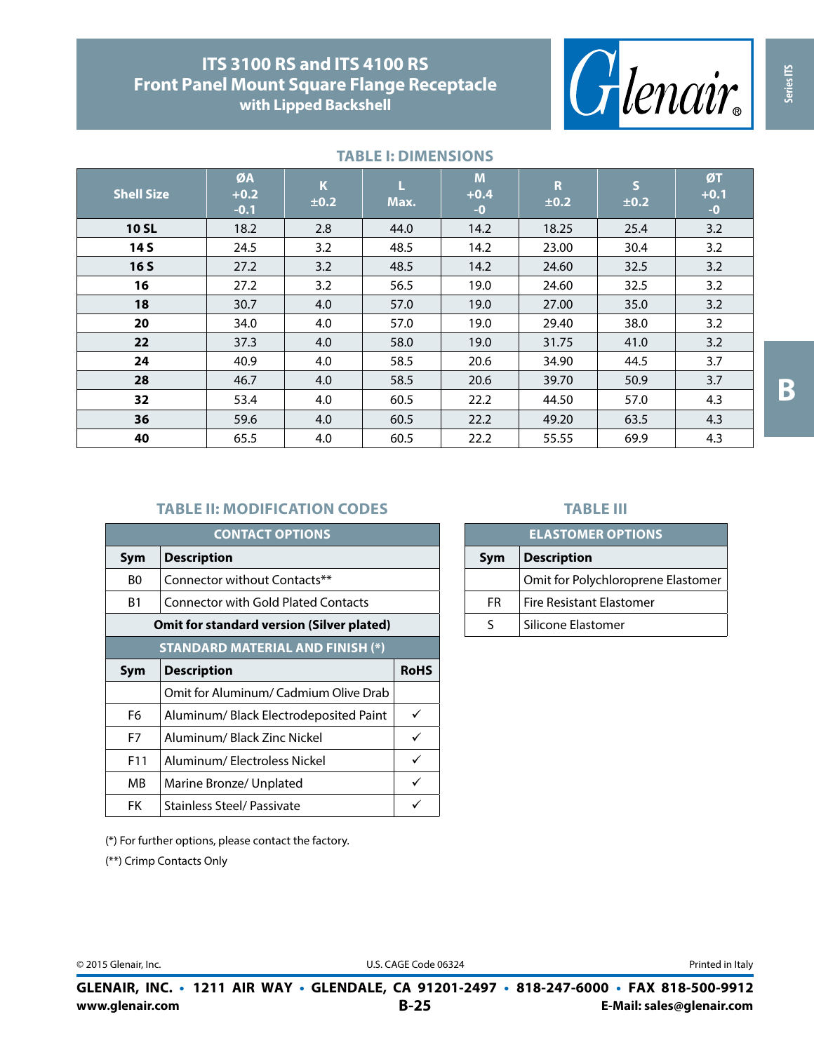# ITS 3100 RS and ITS 4100 RS Front Panel Mount Square Flange Receptacle with Lipped Backshell

## TABLE I: DIMENSIONS

| Shell Size | ØA +0.2 -0.1 | K ±0.2 | L Max. | M +0.4 -0 | R ±0.2 | S ±0.2 | ØT +0.1 -0 |
|---|---|---|---|---|---|---|---|
| **10 SL** | 18.2 | 2.8 | 44.0 | 14.2 | 18.25 | 25.4 | 3.2 |
| **14 S** | 24.5 | 3.2 | 48.5 | 14.2 | 23.00 | 30.4 | 3.2 |
| **16 S** | 27.2 | 3.2 | 48.5 | 14.2 | 24.60 | 32.5 | 3.2 |
| **16** | 27.2 | 3.2 | 56.5 | 19.0 | 24.60 | 32.5 | 3.2 |
| **18** | 30.7 | 4.0 | 57.0 | 19.0 | 27.00 | 35.0 | 3.2 |
| **20** | 34.0 | 4.0 | 57.0 | 19.0 | 29.40 | 38.0 | 3.2 |
| **22** | 37.3 | 4.0 | 58.0 | 19.0 | 31.75 | 41.0 | 3.2 |
| **24** | 40.9 | 4.0 | 58.5 | 20.6 | 34.90 | 44.5 | 3.7 |
| **28** | 46.7 | 4.0 | 58.5 | 20.6 | 39.70 | 50.9 | 3.7 |
| **32** | 53.4 | 4.0 | 60.5 | 22.2 | 44.50 | 57.0 | 4.3 |
| **36** | 59.6 | 4.0 | 60.5 | 22.2 | 49.20 | 63.5 | 4.3 |
| **40** | 65.5 | 4.0 | 60.5 | 22.2 | 55.55 | 69.9 | 4.3 |

## TABLE II: MODIFICATION CODES

| CONTACT OPTIONS | |
|---|---|
| **Sym** | **Description** |
| B0 | Connector without Contacts** |
| B1 | Connector with Gold Plated Contacts |
| **Omit for standard version (Silver plated)** | |

| STANDARD MATERIAL AND FINISH (*) | | |
|---|---|---|
| **Sym** | **Description** | **RoHS** |
| | Omit for Aluminum/ Cadmium Olive Drab | |
| F6 | Aluminum/ Black Electrodeposited Paint | ✓ |
| F7 | Aluminum/ Black Zinc Nickel | ✓ |
| F11 | Aluminum/ Electroless Nickel | ✓ |
| MB | Marine Bronze/ Unplated | ✓ |
| FK | Stainless Steel/ Passivate | ✓ |

(*) For further options, please contact the factory.

(**) Crimp Contacts Only

## TABLE III

| ELASTOMER OPTIONS | |
|---|---|
| **Sym** | **Description** |
| | Omit for Polychloroprene Elastomer |
| FR | Fire Resistant Elastomer |
| S | Silicone Elastomer |